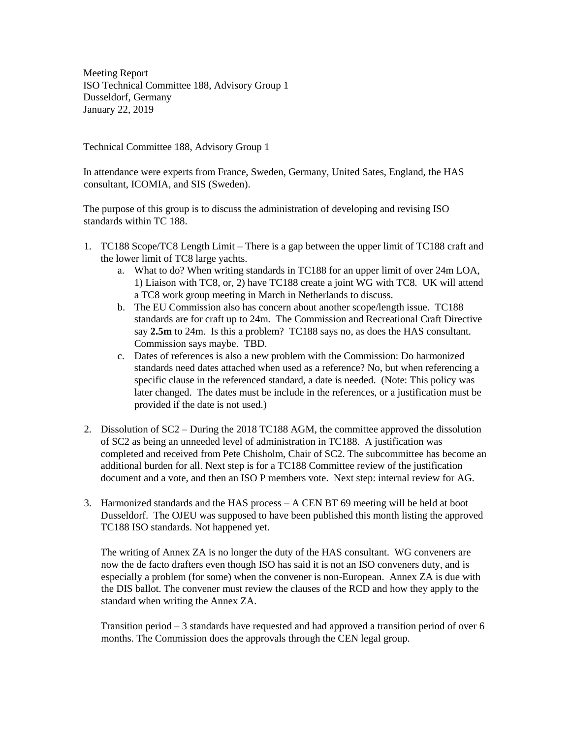Meeting Report
ISO Technical Committee 188, Advisory Group 1
Dusseldorf, Germany
January 22, 2019

Technical Committee 188, Advisory Group 1

In attendance were experts from France, Sweden, Germany, United Sates, England, the HAS consultant, ICOMIA, and SIS (Sweden).

The purpose of this group is to discuss the administration of developing and revising ISO standards within TC 188.

1. TC188 Scope/TC8 Length Limit – There is a gap between the upper limit of TC188 craft and the lower limit of TC8 large yachts.
    a. What to do? When writing standards in TC188 for an upper limit of over 24m LOA, 1) Liaison with TC8, or, 2) have TC188 create a joint WG with TC8. UK will attend a TC8 work group meeting in March in Netherlands to discuss.
    b. The EU Commission also has concern about another scope/length issue. TC188 standards are for craft up to 24m. The Commission and Recreational Craft Directive say **2.5m** to 24m. Is this a problem? TC188 says no, as does the HAS consultant. Commission says maybe. TBD.
    c. Dates of references is also a new problem with the Commission: Do harmonized standards need dates attached when used as a reference? No, but when referencing a specific clause in the referenced standard, a date is needed. (Note: This policy was later changed. The dates must be include in the references, or a justification must be provided if the date is not used.)

2. Dissolution of SC2 – During the 2018 TC188 AGM, the committee approved the dissolution of SC2 as being an unneeded level of administration in TC188. A justification was completed and received from Pete Chisholm, Chair of SC2. The subcommittee has become an additional burden for all. Next step is for a TC188 Committee review of the justification document and a vote, and then an ISO P members vote. Next step: internal review for AG.

3. Harmonized standards and the HAS process – A CEN BT 69 meeting will be held at boot Dusseldorf. The OJEU was supposed to have been published this month listing the approved TC188 ISO standards. Not happened yet.

    The writing of Annex ZA is no longer the duty of the HAS consultant. WG conveners are now the de facto drafters even though ISO has said it is not an ISO conveners duty, and is especially a problem (for some) when the convener is non-European. Annex ZA is due with the DIS ballot. The convener must review the clauses of the RCD and how they apply to the standard when writing the Annex ZA.

    Transition period – 3 standards have requested and had approved a transition period of over 6 months. The Commission does the approvals through the CEN legal group.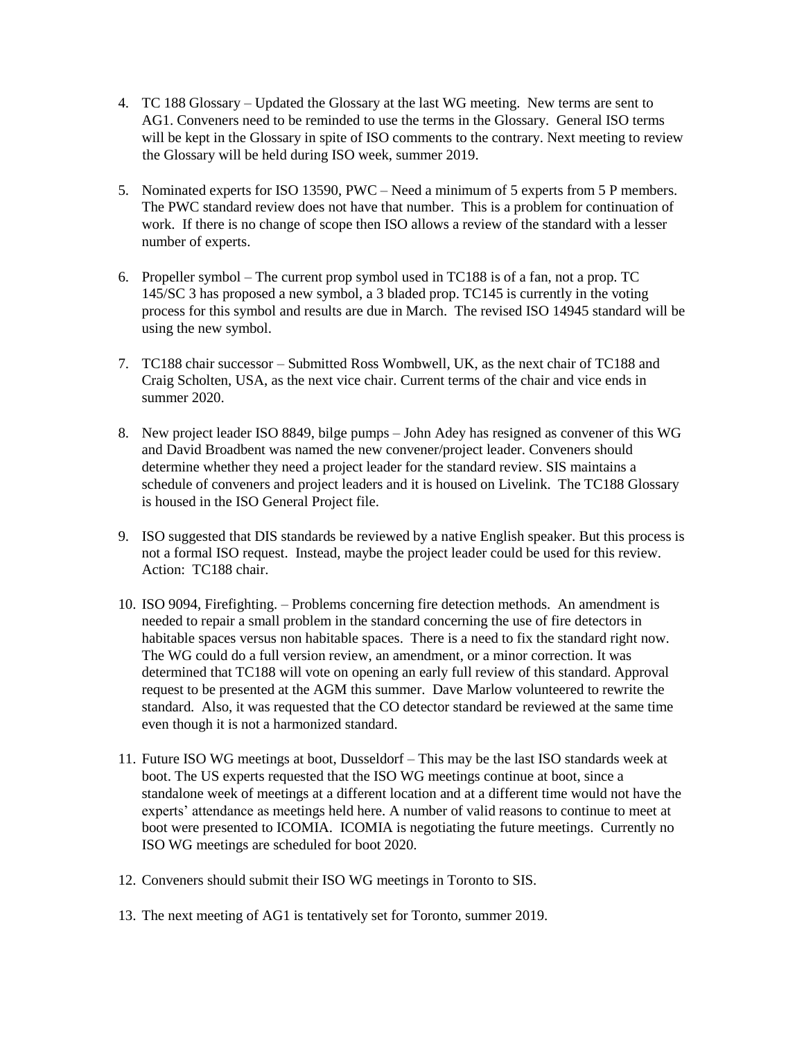4. TC 188 Glossary – Updated the Glossary at the last WG meeting. New terms are sent to AG1. Conveners need to be reminded to use the terms in the Glossary. General ISO terms will be kept in the Glossary in spite of ISO comments to the contrary. Next meeting to review the Glossary will be held during ISO week, summer 2019.

5. Nominated experts for ISO 13590, PWC – Need a minimum of 5 experts from 5 P members. The PWC standard review does not have that number. This is a problem for continuation of work. If there is no change of scope then ISO allows a review of the standard with a lesser number of experts.

6. Propeller symbol – The current prop symbol used in TC188 is of a fan, not a prop. TC 145/SC 3 has proposed a new symbol, a 3 bladed prop. TC145 is currently in the voting process for this symbol and results are due in March. The revised ISO 14945 standard will be using the new symbol.

7. TC188 chair successor – Submitted Ross Wombwell, UK, as the next chair of TC188 and Craig Scholten, USA, as the next vice chair. Current terms of the chair and vice ends in summer 2020.

8. New project leader ISO 8849, bilge pumps – John Adey has resigned as convener of this WG and David Broadbent was named the new convener/project leader. Conveners should determine whether they need a project leader for the standard review. SIS maintains a schedule of conveners and project leaders and it is housed on Livelink. The TC188 Glossary is housed in the ISO General Project file.

9. ISO suggested that DIS standards be reviewed by a native English speaker. But this process is not a formal ISO request. Instead, maybe the project leader could be used for this review. Action: TC188 chair.

10. ISO 9094, Firefighting. – Problems concerning fire detection methods. An amendment is needed to repair a small problem in the standard concerning the use of fire detectors in habitable spaces versus non habitable spaces. There is a need to fix the standard right now. The WG could do a full version review, an amendment, or a minor correction. It was determined that TC188 will vote on opening an early full review of this standard. Approval request to be presented at the AGM this summer. Dave Marlow volunteered to rewrite the standard. Also, it was requested that the CO detector standard be reviewed at the same time even though it is not a harmonized standard.

11. Future ISO WG meetings at boot, Dusseldorf – This may be the last ISO standards week at boot. The US experts requested that the ISO WG meetings continue at boot, since a standalone week of meetings at a different location and at a different time would not have the experts' attendance as meetings held here. A number of valid reasons to continue to meet at boot were presented to ICOMIA. ICOMIA is negotiating the future meetings. Currently no ISO WG meetings are scheduled for boot 2020.

12. Conveners should submit their ISO WG meetings in Toronto to SIS.

13. The next meeting of AG1 is tentatively set for Toronto, summer 2019.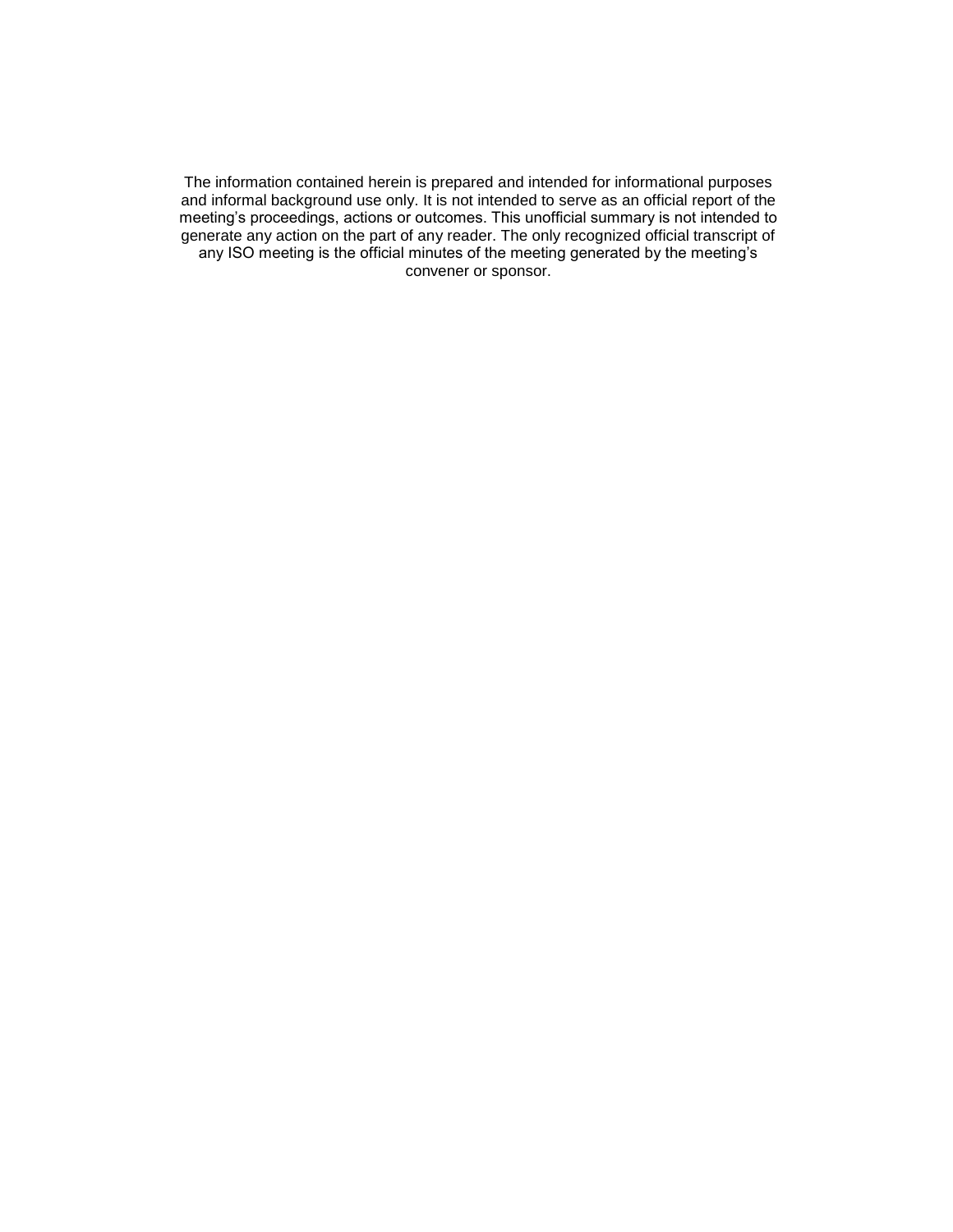The information contained herein is prepared and intended for informational purposes and informal background use only. It is not intended to serve as an official report of the meeting's proceedings, actions or outcomes. This unofficial summary is not intended to generate any action on the part of any reader. The only recognized official transcript of any ISO meeting is the official minutes of the meeting generated by the meeting's convener or sponsor.